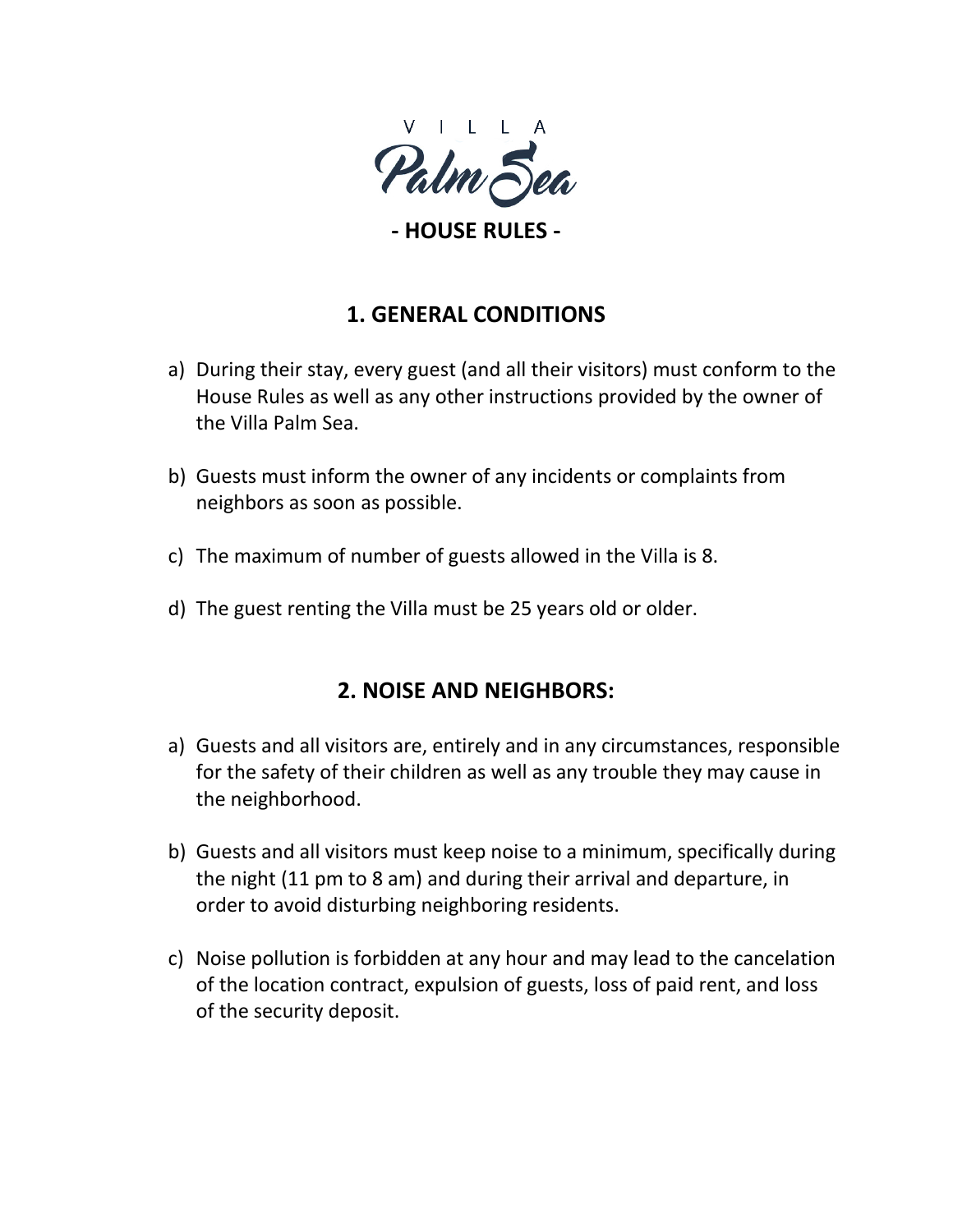VILLA

# Palm Sea

## - HOUSE RULES -

## 1. GENERAL CONDITIONS

a) During their stay, every guest (and all their visitors) must conform to the House Rules as well as any other instructions provided by the owner of the Villa Palm Sea.

b) Guests must inform the owner of any incidents or complaints from neighbors as soon as possible.

c) The maximum of number of guests allowed in the Villa is 8.

d) The guest renting the Villa must be 25 years old or older.

## 2. NOISE AND NEIGHBORS:

a) Guests and all visitors are, entirely and in any circumstances, responsible for the safety of their children as well as any trouble they may cause in the neighborhood.

b) Guests and all visitors must keep noise to a minimum, specifically during the night (11 pm to 8 am) and during their arrival and departure, in order to avoid disturbing neighboring residents.

c) Noise pollution is forbidden at any hour and may lead to the cancelation of the location contract, expulsion of guests, loss of paid rent, and loss of the security deposit.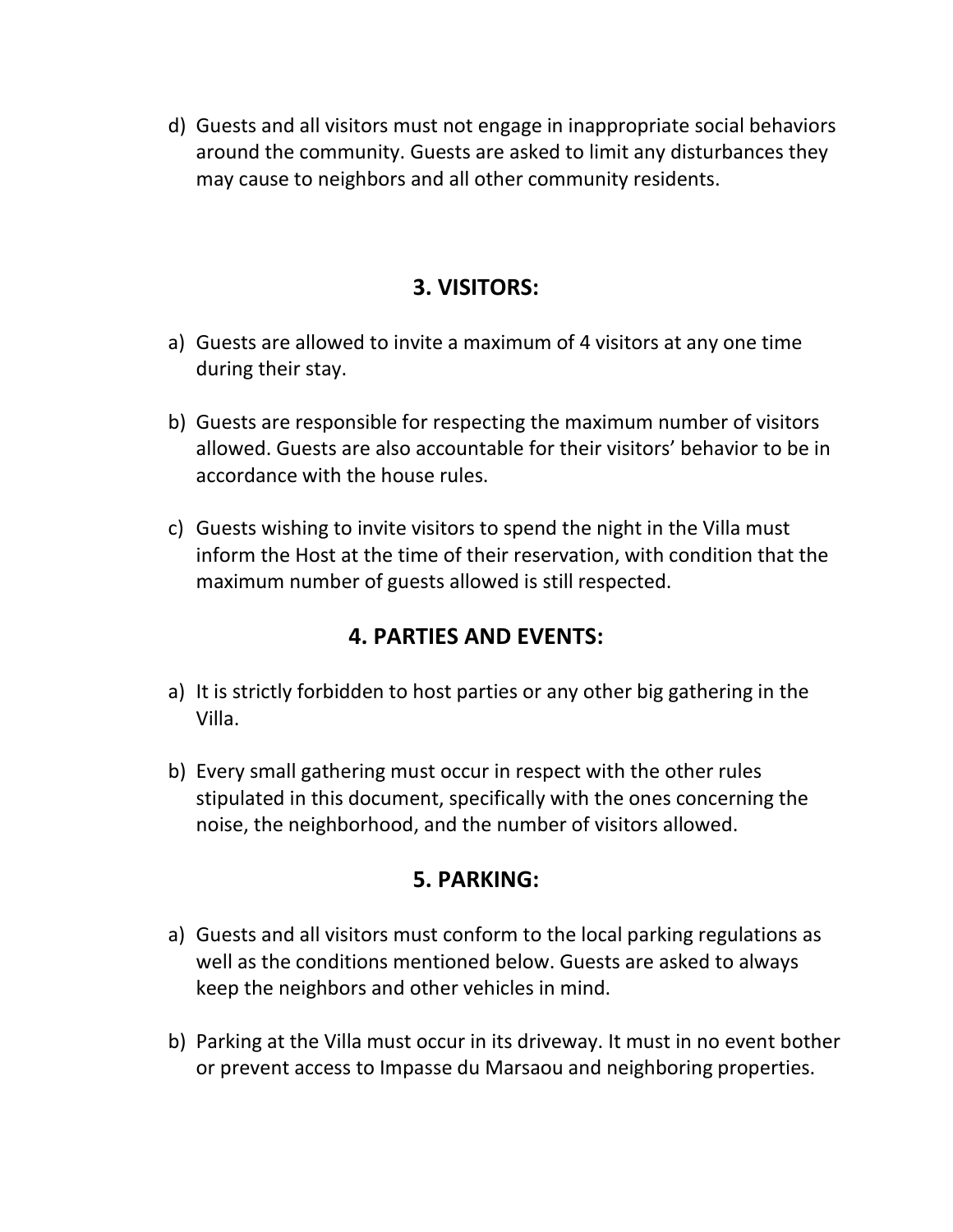d) Guests and all visitors must not engage in inappropriate social behaviors around the community. Guests are asked to limit any disturbances they may cause to neighbors and all other community residents.

## 3. VISITORS:

a) Guests are allowed to invite a maximum of 4 visitors at any one time during their stay.

b) Guests are responsible for respecting the maximum number of visitors allowed. Guests are also accountable for their visitors' behavior to be in accordance with the house rules.

c) Guests wishing to invite visitors to spend the night in the Villa must inform the Host at the time of their reservation, with condition that the maximum number of guests allowed is still respected.

## 4. PARTIES AND EVENTS:

a) It is strictly forbidden to host parties or any other big gathering in the Villa.

b) Every small gathering must occur in respect with the other rules stipulated in this document, specifically with the ones concerning the noise, the neighborhood, and the number of visitors allowed.

## 5. PARKING:

a) Guests and all visitors must conform to the local parking regulations as well as the conditions mentioned below. Guests are asked to always keep the neighbors and other vehicles in mind.

b) Parking at the Villa must occur in its driveway. It must in no event bother or prevent access to Impasse du Marsaou and neighboring properties.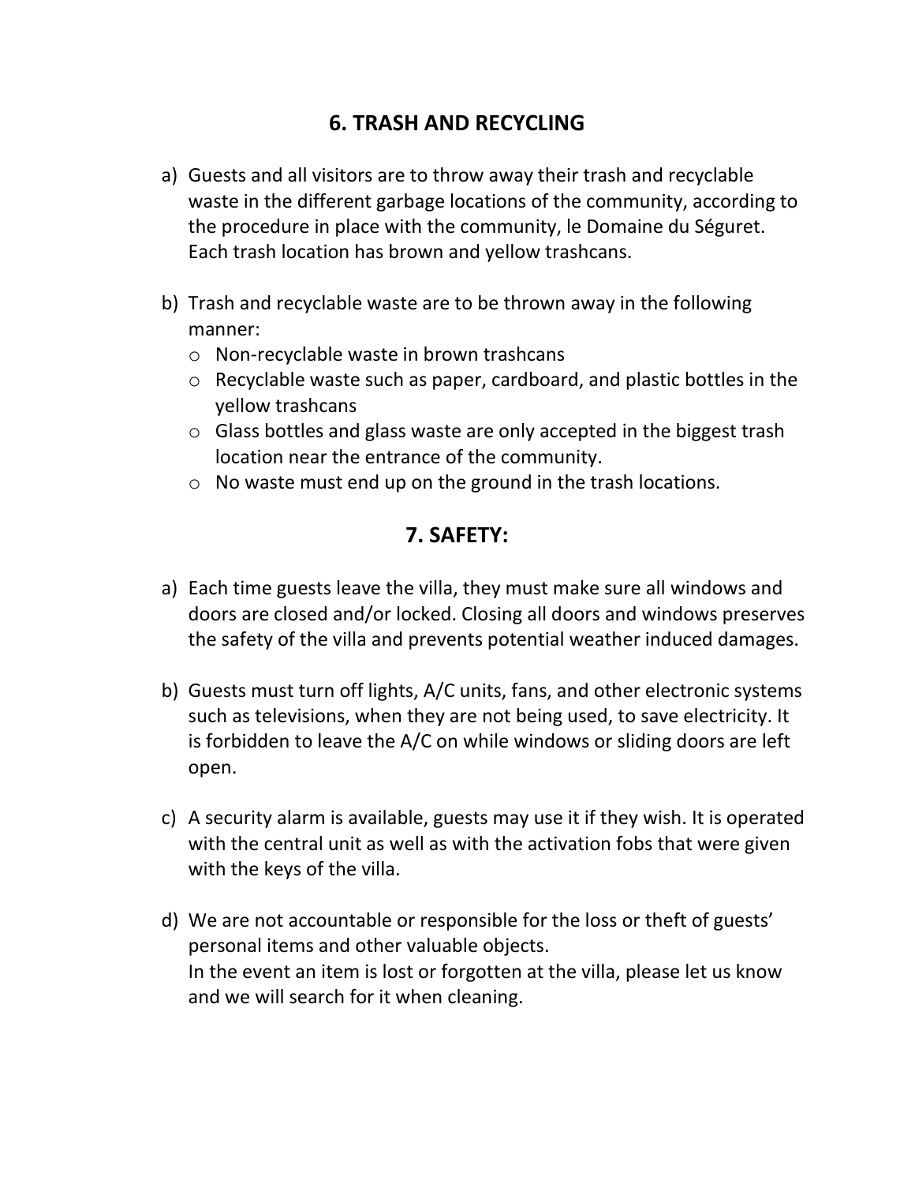## 6. TRASH AND RECYCLING

a) Guests and all visitors are to throw away their trash and recyclable waste in the different garbage locations of the community, according to the procedure in place with the community, le Domaine du Séguret. Each trash location has brown and yellow trashcans.

b) Trash and recyclable waste are to be thrown away in the following manner:
   - Non-recyclable waste in brown trashcans
   - Recyclable waste such as paper, cardboard, and plastic bottles in the yellow trashcans
   - Glass bottles and glass waste are only accepted in the biggest trash location near the entrance of the community.
   - No waste must end up on the ground in the trash locations.

## 7. SAFETY:

a) Each time guests leave the villa, they must make sure all windows and doors are closed and/or locked. Closing all doors and windows preserves the safety of the villa and prevents potential weather induced damages.

b) Guests must turn off lights, A/C units, fans, and other electronic systems such as televisions, when they are not being used, to save electricity. It is forbidden to leave the A/C on while windows or sliding doors are left open.

c) A security alarm is available, guests may use it if they wish. It is operated with the central unit as well as with the activation fobs that were given with the keys of the villa.

d) We are not accountable or responsible for the loss or theft of guests' personal items and other valuable objects.
   In the event an item is lost or forgotten at the villa, please let us know and we will search for it when cleaning.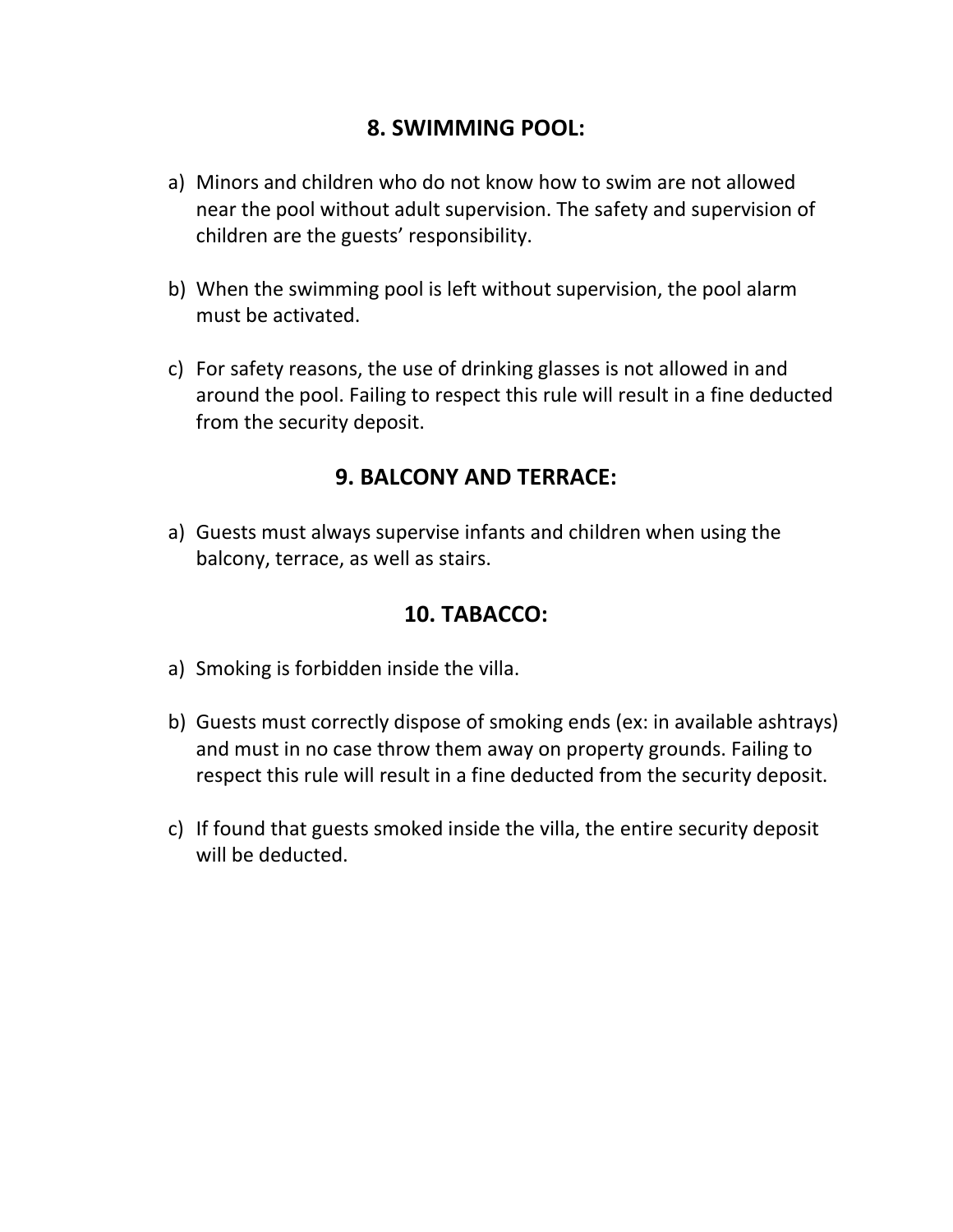## 8. SWIMMING POOL:

a) Minors and children who do not know how to swim are not allowed near the pool without adult supervision. The safety and supervision of children are the guests' responsibility.

b) When the swimming pool is left without supervision, the pool alarm must be activated.

c) For safety reasons, the use of drinking glasses is not allowed in and around the pool. Failing to respect this rule will result in a fine deducted from the security deposit.

## 9. BALCONY AND TERRACE:

a) Guests must always supervise infants and children when using the balcony, terrace, as well as stairs.

## 10. TABACCO:

a) Smoking is forbidden inside the villa.

b) Guests must correctly dispose of smoking ends (ex: in available ashtrays) and must in no case throw them away on property grounds. Failing to respect this rule will result in a fine deducted from the security deposit.

c) If found that guests smoked inside the villa, the entire security deposit will be deducted.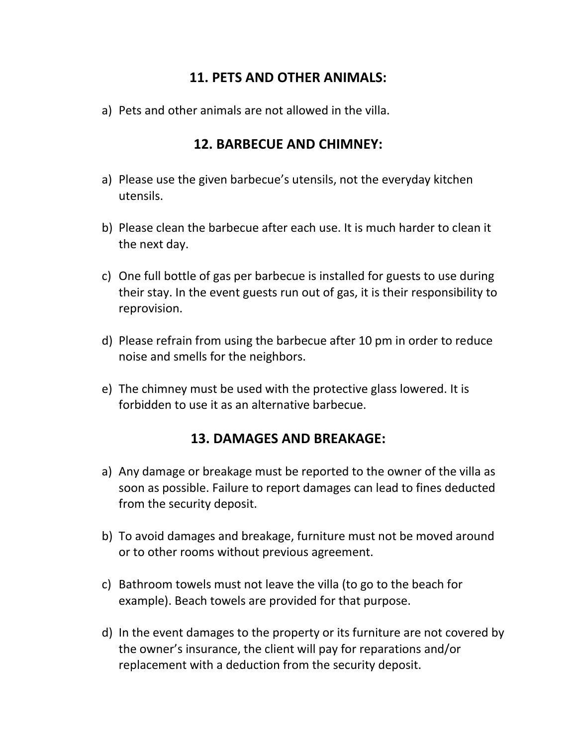## 11. PETS AND OTHER ANIMALS:

a) Pets and other animals are not allowed in the villa.

## 12. BARBECUE AND CHIMNEY:

a) Please use the given barbecue's utensils, not the everyday kitchen utensils.

b) Please clean the barbecue after each use. It is much harder to clean it the next day.

c) One full bottle of gas per barbecue is installed for guests to use during their stay. In the event guests run out of gas, it is their responsibility to reprovision.

d) Please refrain from using the barbecue after 10 pm in order to reduce noise and smells for the neighbors.

e) The chimney must be used with the protective glass lowered. It is forbidden to use it as an alternative barbecue.

## 13. DAMAGES AND BREAKAGE:

a) Any damage or breakage must be reported to the owner of the villa as soon as possible. Failure to report damages can lead to fines deducted from the security deposit.

b) To avoid damages and breakage, furniture must not be moved around or to other rooms without previous agreement.

c) Bathroom towels must not leave the villa (to go to the beach for example). Beach towels are provided for that purpose.

d) In the event damages to the property or its furniture are not covered by the owner's insurance, the client will pay for reparations and/or replacement with a deduction from the security deposit.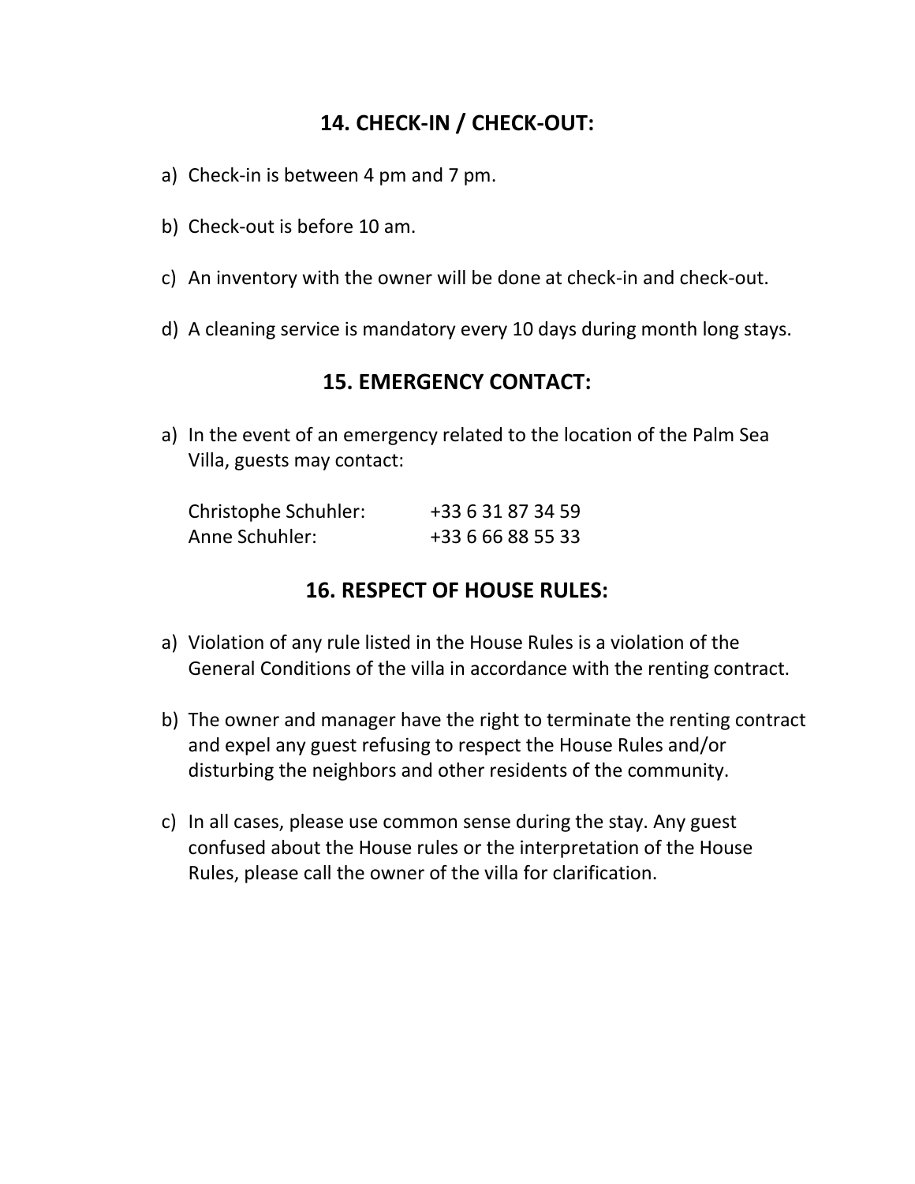## 14. CHECK-IN / CHECK-OUT:

a) Check-in is between 4 pm and 7 pm.

b) Check-out is before 10 am.

c) An inventory with the owner will be done at check-in and check-out.

d) A cleaning service is mandatory every 10 days during month long stays.

## 15. EMERGENCY CONTACT:

a) In the event of an emergency related to the location of the Palm Sea Villa, guests may contact:

| | |
|---|---|
| Christophe Schuhler: | +33 6 31 87 34 59 |
| Anne Schuhler: | +33 6 66 88 55 33 |

## 16. RESPECT OF HOUSE RULES:

a) Violation of any rule listed in the House Rules is a violation of the General Conditions of the villa in accordance with the renting contract.

b) The owner and manager have the right to terminate the renting contract and expel any guest refusing to respect the House Rules and/or disturbing the neighbors and other residents of the community.

c) In all cases, please use common sense during the stay. Any guest confused about the House rules or the interpretation of the House Rules, please call the owner of the villa for clarification.